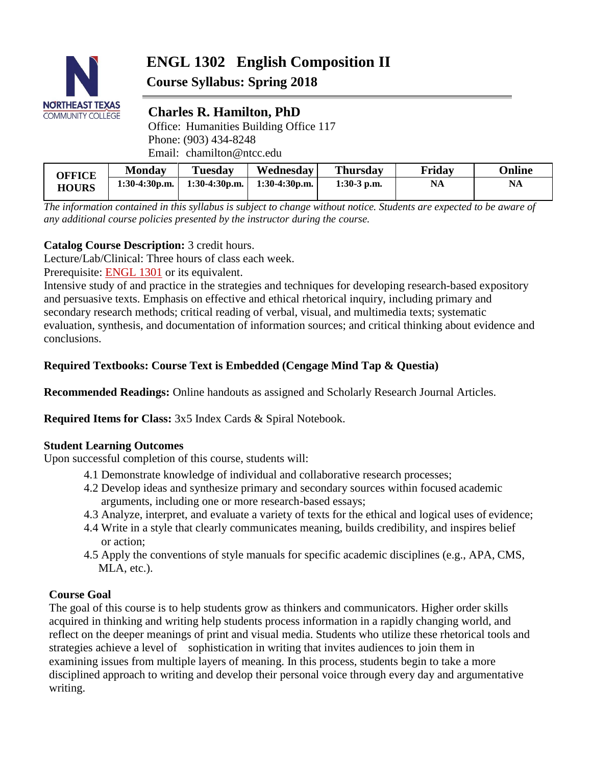# ENGL 1302 English Composition II

## Course Syllabus: Spring 2018

## Charles R. Hamilton, PhD

Office: Humanities Building Office 117
Phone: (903) 434-8248
Email: chamilton@ntcc.edu

| OFFICE HOURS | Monday | Tuesday | Wednesday | Thursday | Friday | Online |
|---|---|---|---|---|---|---|
| | 1:30-4:30p.m. | 1:30-4:30p.m. | 1:30-4:30p.m. | 1:30-3 p.m. | NA | NA |

*The information contained in this syllabus is subject to change without notice. Students are expected to be aware of any additional course policies presented by the instructor during the course.*

**Catalog Course Description:** 3 credit hours.
Lecture/Lab/Clinical: Three hours of class each week.
Prerequisite: ENGL 1301 or its equivalent.
Intensive study of and practice in the strategies and techniques for developing research-based expository and persuasive texts. Emphasis on effective and ethical rhetorical inquiry, including primary and secondary research methods; critical reading of verbal, visual, and multimedia texts; systematic evaluation, synthesis, and documentation of information sources; and critical thinking about evidence and conclusions.

**Required Textbooks: Course Text is Embedded (Cengage Mind Tap & Questia)**

**Recommended Readings:** Online handouts as assigned and Scholarly Research Journal Articles.

**Required Items for Class:** 3x5 Index Cards & Spiral Notebook.

**Student Learning Outcomes**
Upon successful completion of this course, students will:

- 4.1 Demonstrate knowledge of individual and collaborative research processes;
- 4.2 Develop ideas and synthesize primary and secondary sources within focused academic arguments, including one or more research-based essays;
- 4.3 Analyze, interpret, and evaluate a variety of texts for the ethical and logical uses of evidence;
- 4.4 Write in a style that clearly communicates meaning, builds credibility, and inspires belief or action;
- 4.5 Apply the conventions of style manuals for specific academic disciplines (e.g., APA, CMS, MLA, etc.).

**Course Goal**
The goal of this course is to help students grow as thinkers and communicators. Higher order skills acquired in thinking and writing help students process information in a rapidly changing world, and reflect on the deeper meanings of print and visual media. Students who utilize these rhetorical tools and strategies achieve a level of sophistication in writing that invites audiences to join them in examining issues from multiple layers of meaning. In this process, students begin to take a more disciplined approach to writing and develop their personal voice through every day and argumentative writing.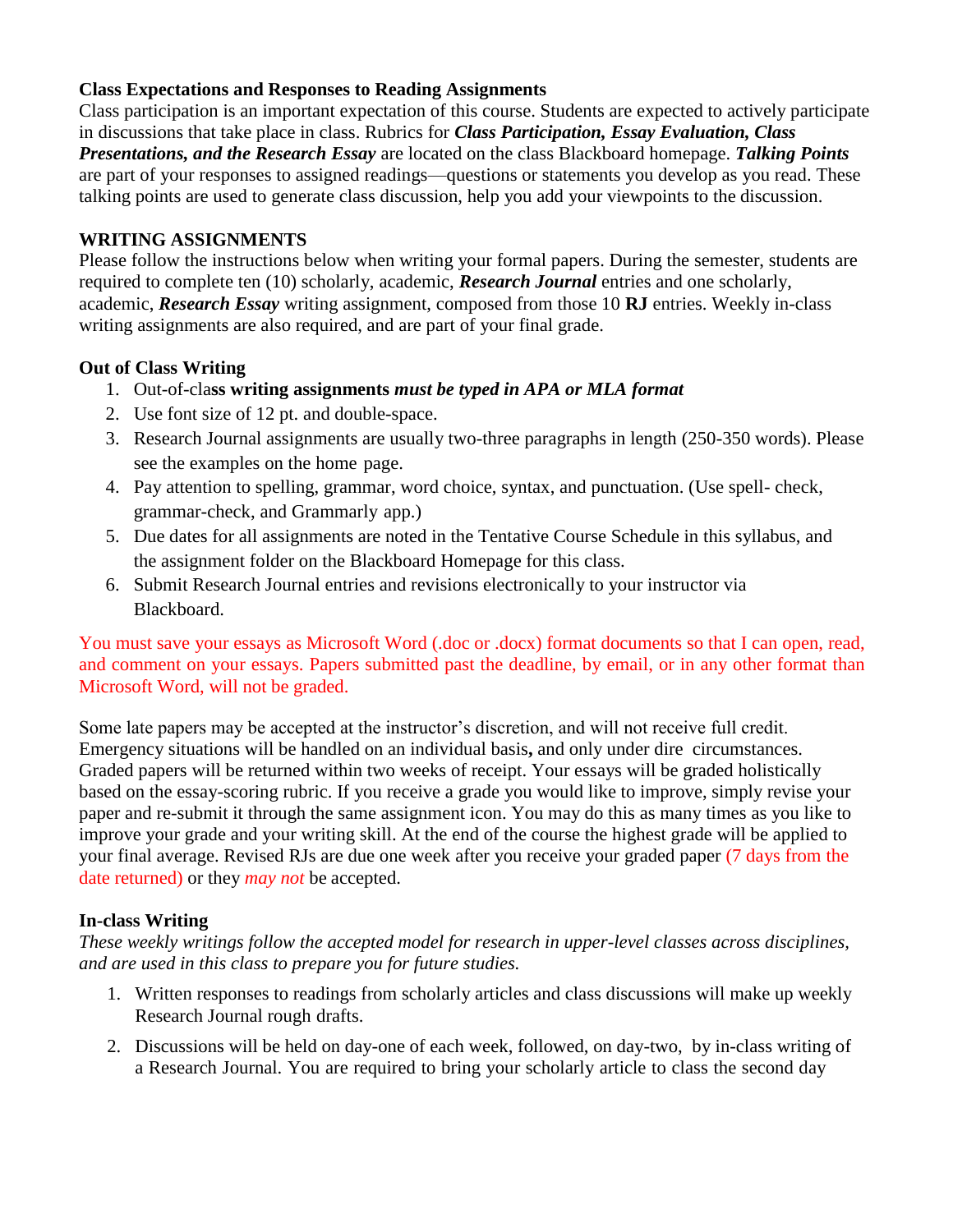**Class Expectations and Responses to Reading Assignments**

Class participation is an important expectation of this course. Students are expected to actively participate in discussions that take place in class. Rubrics for ***Class Participation, Essay Evaluation, Class Presentations, and the Research Essay*** are located on the class Blackboard homepage. ***Talking Points*** are part of your responses to assigned readings—questions or statements you develop as you read. These talking points are used to generate class discussion, help you add your viewpoints to the discussion.

**WRITING ASSIGNMENTS**

Please follow the instructions below when writing your formal papers. During the semester, students are required to complete ten (10) scholarly, academic, ***Research Journal*** entries and one scholarly, academic, ***Research Essay*** writing assignment, composed from those 10 **RJ** entries. Weekly in-class writing assignments are also required, and are part of your final grade.

**Out of Class Writing**

1. Out-of-cla**ss writing assignments** ***must be typed in APA or MLA format***
2. Use font size of 12 pt. and double-space.
3. Research Journal assignments are usually two-three paragraphs in length (250-350 words). Please see the examples on the home page.
4. Pay attention to spelling, grammar, word choice, syntax, and punctuation. (Use spell- check, grammar-check, and Grammarly app.)
5. Due dates for all assignments are noted in the Tentative Course Schedule in this syllabus, and the assignment folder on the Blackboard Homepage for this class.
6. Submit Research Journal entries and revisions electronically to your instructor via Blackboard.

You must save your essays as Microsoft Word (.doc or .docx) format documents so that I can open, read, and comment on your essays. Papers submitted past the deadline, by email, or in any other format than Microsoft Word, will not be graded.

Some late papers may be accepted at the instructor's discretion, and will not receive full credit. Emergency situations will be handled on an individual basis**,** and only under dire circumstances. Graded papers will be returned within two weeks of receipt. Your essays will be graded holistically based on the essay-scoring rubric. If you receive a grade you would like to improve, simply revise your paper and re-submit it through the same assignment icon. You may do this as many times as you like to improve your grade and your writing skill. At the end of the course the highest grade will be applied to your final average. Revised RJs are due one week after you receive your graded paper (7 days from the date returned) or they *may not* be accepted.

**In-class Writing**

*These weekly writings follow the accepted model for research in upper-level classes across disciplines, and are used in this class to prepare you for future studies.*

1. Written responses to readings from scholarly articles and class discussions will make up weekly Research Journal rough drafts.
2. Discussions will be held on day-one of each week, followed, on day-two, by in-class writing of a Research Journal. You are required to bring your scholarly article to class the second day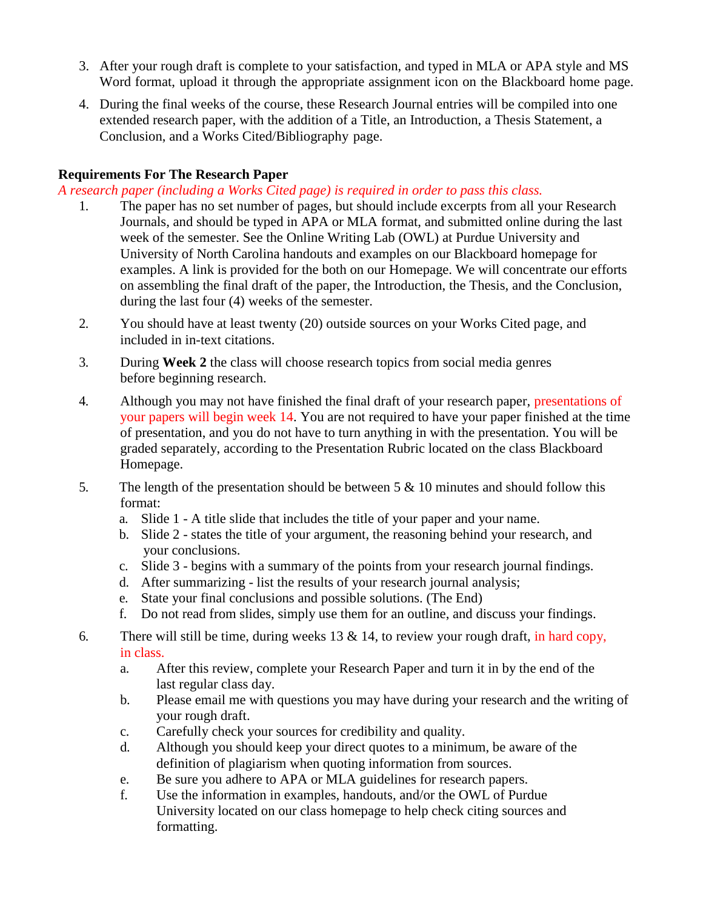3. After your rough draft is complete to your satisfaction, and typed in MLA or APA style and MS Word format, upload it through the appropriate assignment icon on the Blackboard home page.

4. During the final weeks of the course, these Research Journal entries will be compiled into one extended research paper, with the addition of a Title, an Introduction, a Thesis Statement, a Conclusion, and a Works Cited/Bibliography page.

**Requirements For The Research Paper**

*A research paper (including a Works Cited page) is required in order to pass this class.*

1. The paper has no set number of pages, but should include excerpts from all your Research Journals, and should be typed in APA or MLA format, and submitted online during the last week of the semester. See the Online Writing Lab (OWL) at Purdue University and University of North Carolina handouts and examples on our Blackboard homepage for examples. A link is provided for the both on our Homepage. We will concentrate our efforts on assembling the final draft of the paper, the Introduction, the Thesis, and the Conclusion, during the last four (4) weeks of the semester.

2. You should have at least twenty (20) outside sources on your Works Cited page, and included in in-text citations.

3. During **Week 2** the class will choose research topics from social media genres before beginning research.

4. Although you may not have finished the final draft of your research paper, presentations of your papers will begin week 14. You are not required to have your paper finished at the time of presentation, and you do not have to turn anything in with the presentation. You will be graded separately, according to the Presentation Rubric located on the class Blackboard Homepage.

5. The length of the presentation should be between 5 & 10 minutes and should follow this format:
   a. Slide 1 - A title slide that includes the title of your paper and your name.
   b. Slide 2 - states the title of your argument, the reasoning behind your research, and your conclusions.
   c. Slide 3 - begins with a summary of the points from your research journal findings.
   d. After summarizing - list the results of your research journal analysis;
   e. State your final conclusions and possible solutions. (The End)
   f. Do not read from slides, simply use them for an outline, and discuss your findings.

6. There will still be time, during weeks 13 & 14, to review your rough draft, in hard copy, in class.
   a. After this review, complete your Research Paper and turn it in by the end of the last regular class day.
   b. Please email me with questions you may have during your research and the writing of your rough draft.
   c. Carefully check your sources for credibility and quality.
   d. Although you should keep your direct quotes to a minimum, be aware of the definition of plagiarism when quoting information from sources.
   e. Be sure you adhere to APA or MLA guidelines for research papers.
   f. Use the information in examples, handouts, and/or the OWL of Purdue University located on our class homepage to help check citing sources and formatting.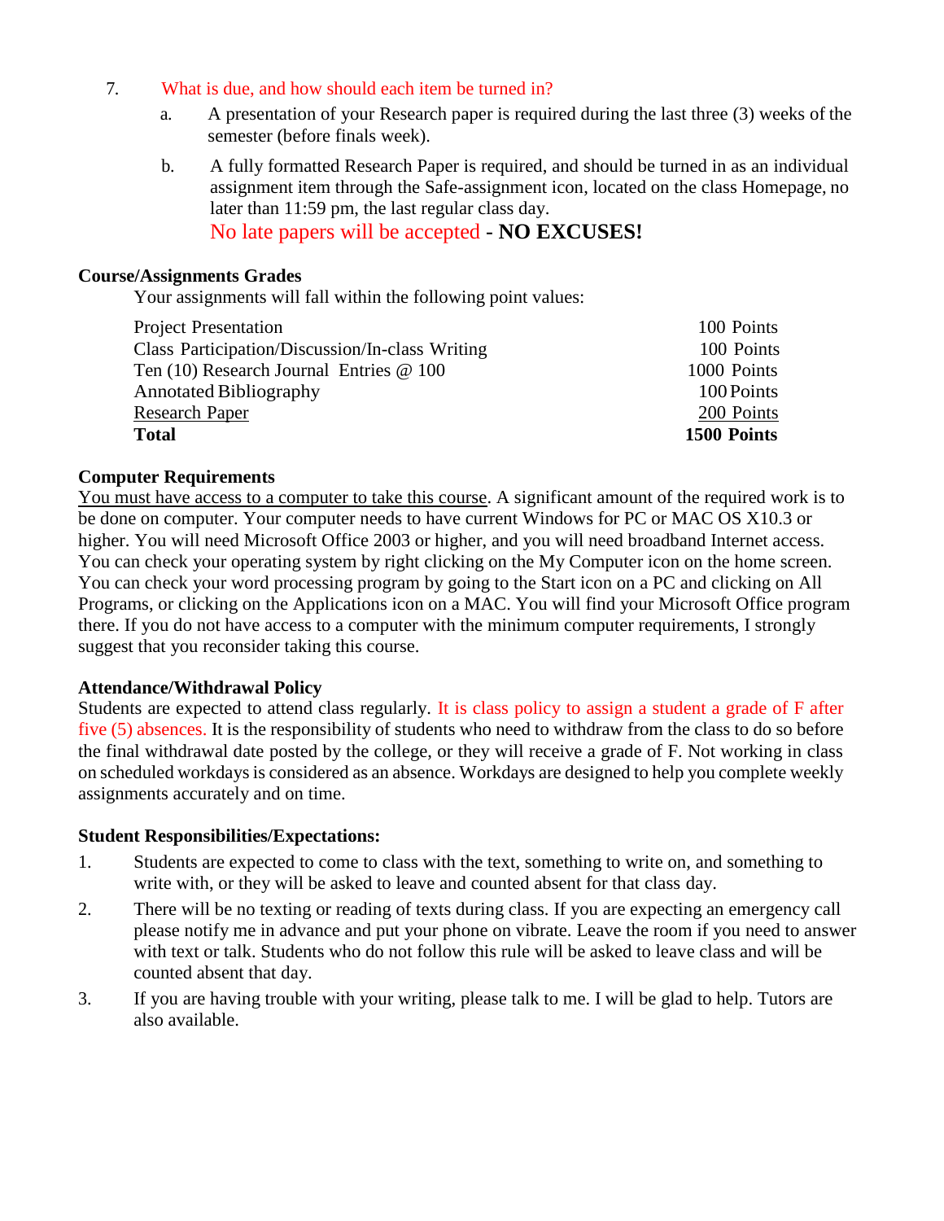7. What is due, and how should each item be turned in?

   a. A presentation of your Research paper is required during the last three (3) weeks of the semester (before finals week).

   b. A fully formatted Research Paper is required, and should be turned in as an individual assignment item through the Safe-assignment icon, located on the class Homepage, no later than 11:59 pm, the last regular class day.
   
      No late papers will be accepted - **NO EXCUSES!**

**Course/Assignments Grades**

Your assignments will fall within the following point values:

| | |
|---|---|
| Project Presentation | 100 Points |
| Class Participation/Discussion/In-class Writing | 100 Points |
| Ten (10) Research Journal Entries @ 100 | 1000 Points |
| Annotated Bibliography | 100 Points |
| Research Paper | 200 Points |
| **Total** | **1500 Points** |

**Computer Requirements**

You must have access to a computer to take this course. A significant amount of the required work is to be done on computer. Your computer needs to have current Windows for PC or MAC OS X10.3 or higher. You will need Microsoft Office 2003 or higher, and you will need broadband Internet access. You can check your operating system by right clicking on the My Computer icon on the home screen. You can check your word processing program by going to the Start icon on a PC and clicking on All Programs, or clicking on the Applications icon on a MAC. You will find your Microsoft Office program there. If you do not have access to a computer with the minimum computer requirements, I strongly suggest that you reconsider taking this course.

**Attendance/Withdrawal Policy**

Students are expected to attend class regularly. It is class policy to assign a student a grade of F after five (5) absences. It is the responsibility of students who need to withdraw from the class to do so before the final withdrawal date posted by the college, or they will receive a grade of F. Not working in class on scheduled workdays is considered as an absence. Workdays are designed to help you complete weekly assignments accurately and on time.

**Student Responsibilities/Expectations:**

1. Students are expected to come to class with the text, something to write on, and something to write with, or they will be asked to leave and counted absent for that class day.
2. There will be no texting or reading of texts during class. If you are expecting an emergency call please notify me in advance and put your phone on vibrate. Leave the room if you need to answer with text or talk. Students who do not follow this rule will be asked to leave class and will be counted absent that day.
3. If you are having trouble with your writing, please talk to me. I will be glad to help. Tutors are also available.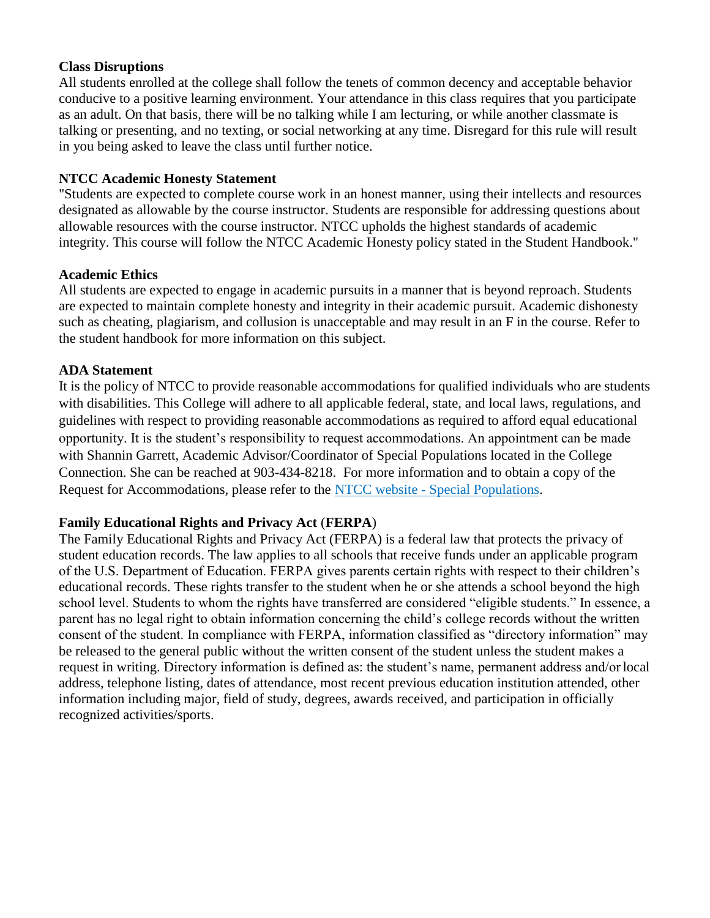**Class Disruptions**
All students enrolled at the college shall follow the tenets of common decency and acceptable behavior conducive to a positive learning environment. Your attendance in this class requires that you participate as an adult. On that basis, there will be no talking while I am lecturing, or while another classmate is talking or presenting, and no texting, or social networking at any time. Disregard for this rule will result in you being asked to leave the class until further notice.

**NTCC Academic Honesty Statement**
"Students are expected to complete course work in an honest manner, using their intellects and resources designated as allowable by the course instructor. Students are responsible for addressing questions about allowable resources with the course instructor. NTCC upholds the highest standards of academic integrity. This course will follow the NTCC Academic Honesty policy stated in the Student Handbook."

**Academic Ethics**
All students are expected to engage in academic pursuits in a manner that is beyond reproach. Students are expected to maintain complete honesty and integrity in their academic pursuit. Academic dishonesty such as cheating, plagiarism, and collusion is unacceptable and may result in an F in the course. Refer to the student handbook for more information on this subject.

**ADA Statement**
It is the policy of NTCC to provide reasonable accommodations for qualified individuals who are students with disabilities. This College will adhere to all applicable federal, state, and local laws, regulations, and guidelines with respect to providing reasonable accommodations as required to afford equal educational opportunity. It is the student's responsibility to request accommodations. An appointment can be made with Shannin Garrett, Academic Advisor/Coordinator of Special Populations located in the College Connection. She can be reached at 903-434-8218. For more information and to obtain a copy of the Request for Accommodations, please refer to the [NTCC website - Special Populations](NTCC website - Special Populations).

**Family Educational Rights and Privacy Act (FERPA)**
The Family Educational Rights and Privacy Act (FERPA) is a federal law that protects the privacy of student education records. The law applies to all schools that receive funds under an applicable program of the U.S. Department of Education. FERPA gives parents certain rights with respect to their children's educational records. These rights transfer to the student when he or she attends a school beyond the high school level. Students to whom the rights have transferred are considered "eligible students." In essence, a parent has no legal right to obtain information concerning the child's college records without the written consent of the student. In compliance with FERPA, information classified as "directory information" may be released to the general public without the written consent of the student unless the student makes a request in writing. Directory information is defined as: the student's name, permanent address and/or local address, telephone listing, dates of attendance, most recent previous education institution attended, other information including major, field of study, degrees, awards received, and participation in officially recognized activities/sports.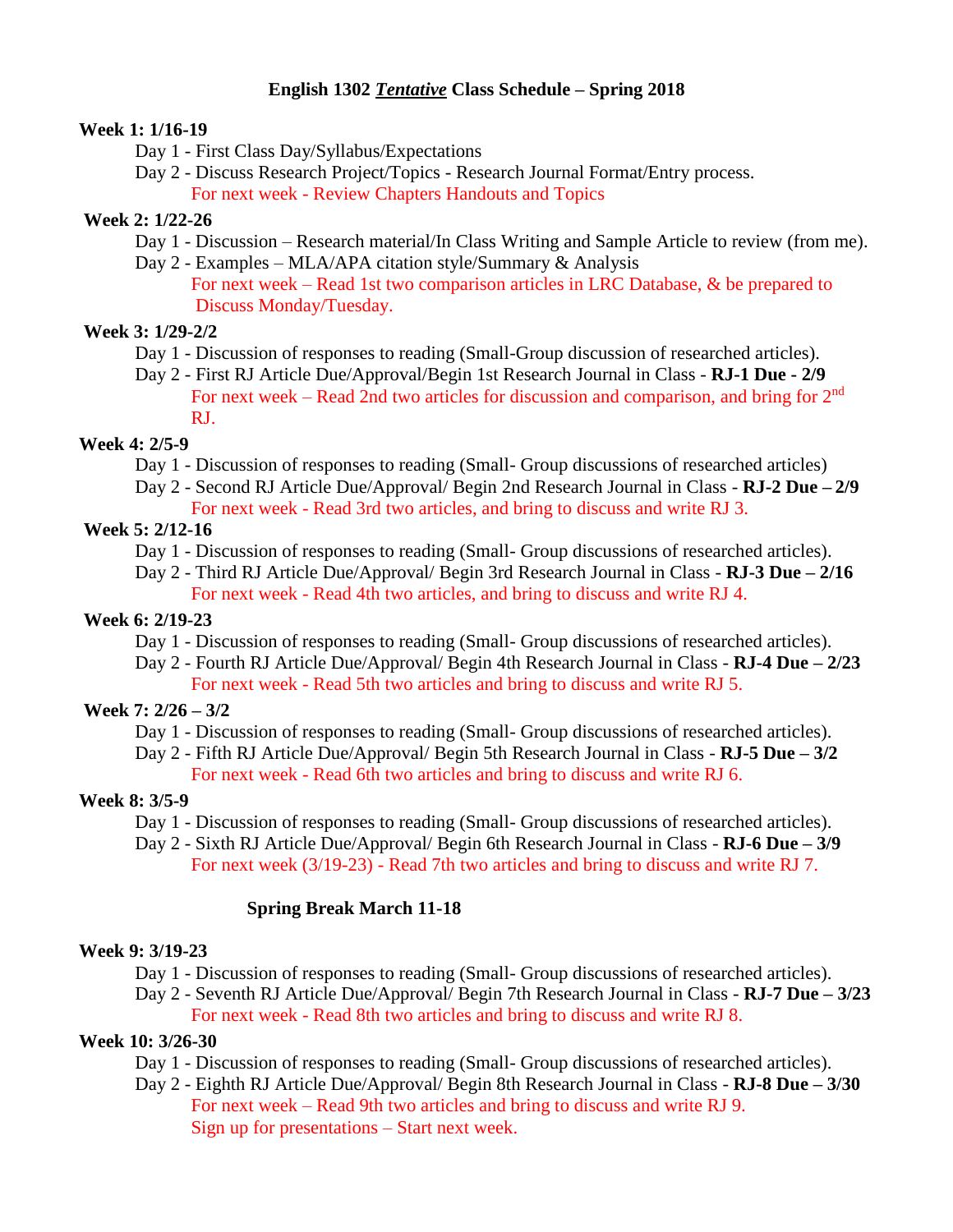# English 1302 ***Tentative*** Class Schedule – Spring 2018

**Week 1: 1/16-19**

- Day 1 - First Class Day/Syllabus/Expectations
- Day 2 - Discuss Research Project/Topics - Research Journal Format/Entry process.
  - For next week - Review Chapters Handouts and Topics

**Week 2: 1/22-26**

- Day 1 - Discussion – Research material/In Class Writing and Sample Article to review (from me).
- Day 2 - Examples – MLA/APA citation style/Summary & Analysis
  - For next week – Read 1st two comparison articles in LRC Database, & be prepared to Discuss Monday/Tuesday.

**Week 3: 1/29-2/2**

- Day 1 - Discussion of responses to reading (Small-Group discussion of researched articles).
- Day 2 - First RJ Article Due/Approval/Begin 1st Research Journal in Class - **RJ-1 Due - 2/9**
  - For next week – Read 2nd two articles for discussion and comparison, and bring for 2nd RJ.

**Week 4: 2/5-9**

- Day 1 - Discussion of responses to reading (Small- Group discussions of researched articles)
- Day 2 - Second RJ Article Due/Approval/ Begin 2nd Research Journal in Class - **RJ-2 Due – 2/9**
  - For next week - Read 3rd two articles, and bring to discuss and write RJ 3.

**Week 5: 2/12-16**

- Day 1 - Discussion of responses to reading (Small- Group discussions of researched articles).
- Day 2 - Third RJ Article Due/Approval/ Begin 3rd Research Journal in Class - **RJ-3 Due – 2/16**
  - For next week - Read 4th two articles, and bring to discuss and write RJ 4.

**Week 6: 2/19-23**

- Day 1 - Discussion of responses to reading (Small- Group discussions of researched articles).
- Day 2 - Fourth RJ Article Due/Approval/ Begin 4th Research Journal in Class - **RJ-4 Due – 2/23**
  - For next week - Read 5th two articles and bring to discuss and write RJ 5.

**Week 7: 2/26 – 3/2**

- Day 1 - Discussion of responses to reading (Small- Group discussions of researched articles).
- Day 2 - Fifth RJ Article Due/Approval/ Begin 5th Research Journal in Class - **RJ-5 Due – 3/2**
  - For next week - Read 6th two articles and bring to discuss and write RJ 6.

**Week 8: 3/5-9**

- Day 1 - Discussion of responses to reading (Small- Group discussions of researched articles).
- Day 2 - Sixth RJ Article Due/Approval/ Begin 6th Research Journal in Class - **RJ-6 Due – 3/9**
  - For next week (3/19-23) - Read 7th two articles and bring to discuss and write RJ 7.

**Spring Break March 11-18**

**Week 9: 3/19-23**

- Day 1 - Discussion of responses to reading (Small- Group discussions of researched articles).
- Day 2 - Seventh RJ Article Due/Approval/ Begin 7th Research Journal in Class - **RJ-7 Due – 3/23**
  - For next week - Read 8th two articles and bring to discuss and write RJ 8.

**Week 10: 3/26-30**

- Day 1 - Discussion of responses to reading (Small- Group discussions of researched articles).
- Day 2 - Eighth RJ Article Due/Approval/ Begin 8th Research Journal in Class - **RJ-8 Due – 3/30**
  - For next week – Read 9th two articles and bring to discuss and write RJ 9.
  - Sign up for presentations – Start next week.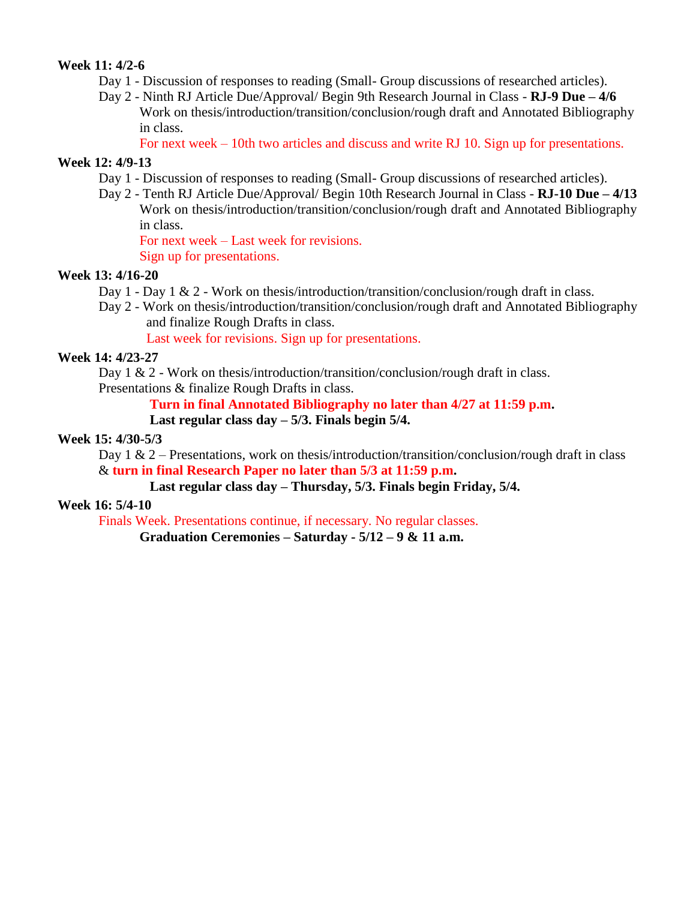**Week 11: 4/2-6**

Day 1 - Discussion of responses to reading (Small- Group discussions of researched articles).

Day 2 - Ninth RJ Article Due/Approval/ Begin 9th Research Journal in Class - **RJ-9 Due – 4/6**
Work on thesis/introduction/transition/conclusion/rough draft and Annotated Bibliography in class.
For next week – 10th two articles and discuss and write RJ 10. Sign up for presentations.

**Week 12: 4/9-13**

Day 1 - Discussion of responses to reading (Small- Group discussions of researched articles).

Day 2 - Tenth RJ Article Due/Approval/ Begin 10th Research Journal in Class - **RJ-10 Due – 4/13**
Work on thesis/introduction/transition/conclusion/rough draft and Annotated Bibliography in class.
For next week – Last week for revisions.
Sign up for presentations.

**Week 13: 4/16-20**

Day 1 - Day 1 & 2 - Work on thesis/introduction/transition/conclusion/rough draft in class.

Day 2 - Work on thesis/introduction/transition/conclusion/rough draft and Annotated Bibliography and finalize Rough Drafts in class.
Last week for revisions. Sign up for presentations.

**Week 14: 4/23-27**

Day 1 & 2 - Work on thesis/introduction/transition/conclusion/rough draft in class.
Presentations & finalize Rough Drafts in class.

**Turn in final Annotated Bibliography no later than 4/27 at 11:59 p.m.**

**Last regular class day – 5/3. Finals begin 5/4.**

**Week 15: 4/30-5/3**

Day 1 & 2 – Presentations, work on thesis/introduction/transition/conclusion/rough draft in class & **turn in final Research Paper no later than 5/3 at 11:59 p.m.**

**Last regular class day – Thursday, 5/3. Finals begin Friday, 5/4.**

**Week 16: 5/4-10**

Finals Week. Presentations continue, if necessary. No regular classes.

**Graduation Ceremonies – Saturday - 5/12 – 9 & 11 a.m.**